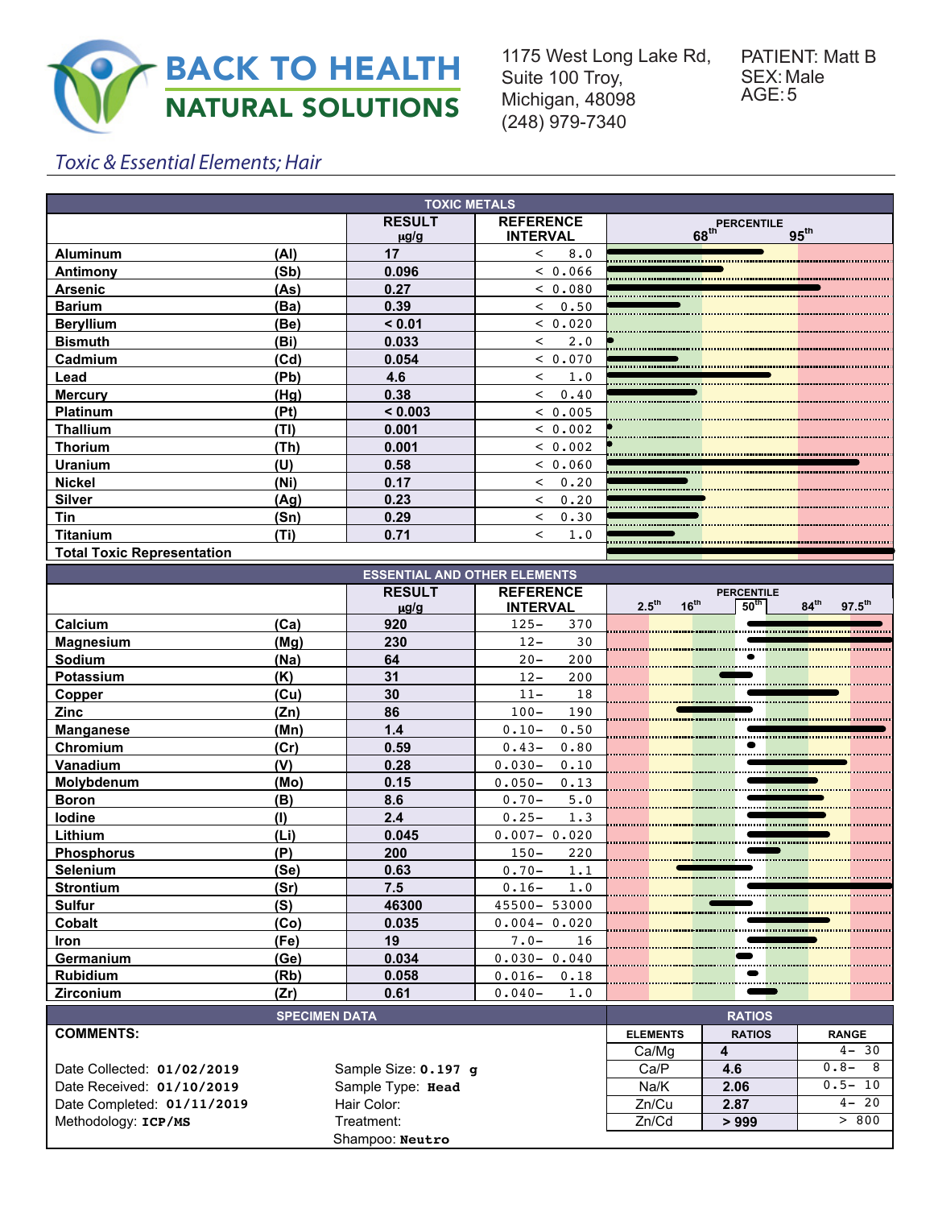# BACK TO HEALTH NATURAL SOLUTIONS

1175 West Long Lake Rd, Suite 100 Troy, Michigan, 48098
(248) 979-7340

PATIENT: Matt B
SEX: Male
AGE: 5

*Toxic & Essential Elements; Hair*

## TOXIC METALS

| | | RESULT µg/g | REFERENCE INTERVAL | PERCENTILE (68th, 95th) |
|---|---|---|---|---|
| Aluminum | (Al) | 17 | < 8.0 | |
| Antimony | (Sb) | 0.096 | < 0.066 | |
| Arsenic | (As) | 0.27 | < 0.080 | |
| Barium | (Ba) | 0.39 | < 0.50 | |
| Beryllium | (Be) | < 0.01 | < 0.020 | |
| Bismuth | (Bi) | 0.033 | < 2.0 | |
| Cadmium | (Cd) | 0.054 | < 0.070 | |
| Lead | (Pb) | 4.6 | < 1.0 | |
| Mercury | (Hg) | 0.38 | < 0.40 | |
| Platinum | (Pt) | < 0.003 | < 0.005 | |
| Thallium | (Tl) | 0.001 | < 0.002 | |
| Thorium | (Th) | 0.001 | < 0.002 | |
| Uranium | (U) | 0.58 | < 0.060 | |
| Nickel | (Ni) | 0.17 | < 0.20 | |
| Silver | (Ag) | 0.23 | < 0.20 | |
| Tin | (Sn) | 0.29 | < 0.30 | |
| Titanium | (Ti) | 0.71 | < 1.0 | |
| Total Toxic Representation | | | | |

## ESSENTIAL AND OTHER ELEMENTS

| | | RESULT µg/g | REFERENCE INTERVAL | PERCENTILE (2.5th, 16th, 50th, 84th, 97.5th) |
|---|---|---|---|---|
| Calcium | (Ca) | 920 | 125– 370 | |
| Magnesium | (Mg) | 230 | 12– 30 | |
| Sodium | (Na) | 64 | 20– 200 | |
| Potassium | (K) | 31 | 12– 200 | |
| Copper | (Cu) | 30 | 11– 18 | |
| Zinc | (Zn) | 86 | 100– 190 | |
| Manganese | (Mn) | 1.4 | 0.10– 0.50 | |
| Chromium | (Cr) | 0.59 | 0.43– 0.80 | |
| Vanadium | (V) | 0.28 | 0.030– 0.10 | |
| Molybdenum | (Mo) | 0.15 | 0.050– 0.13 | |
| Boron | (B) | 8.6 | 0.70– 5.0 | |
| Iodine | (I) | 2.4 | 0.25– 1.3 | |
| Lithium | (Li) | 0.045 | 0.007– 0.020 | |
| Phosphorus | (P) | 200 | 150– 220 | |
| Selenium | (Se) | 0.63 | 0.70– 1.1 | |
| Strontium | (Sr) | 7.5 | 0.16– 1.0 | |
| Sulfur | (S) | 46300 | 45500– 53000 | |
| Cobalt | (Co) | 0.035 | 0.004– 0.020 | |
| Iron | (Fe) | 19 | 7.0– 16 | |
| Germanium | (Ge) | 0.034 | 0.030– 0.040 | |
| Rubidium | (Rb) | 0.058 | 0.016– 0.18 | |
| Zirconium | (Zr) | 0.61 | 0.040– 1.0 | |

## SPECIMEN DATA

**COMMENTS:**

Date Collected: **01/02/2019**
Date Received: **01/10/2019**
Date Completed: **01/11/2019**
Methodology: **ICP/MS**

Sample Size: **0.197 g**
Sample Type: **Head**
Hair Color:
Treatment:
Shampoo: **Neutro**

## RATIOS

| ELEMENTS | RATIOS | RANGE |
|---|---|---|
| Ca/Mg | 4 | 4– 30 |
| Ca/P | 4.6 | 0.8– 8 |
| Na/K | 2.06 | 0.5– 10 |
| Zn/Cu | 2.87 | 4– 20 |
| Zn/Cd | > 999 | > 800 |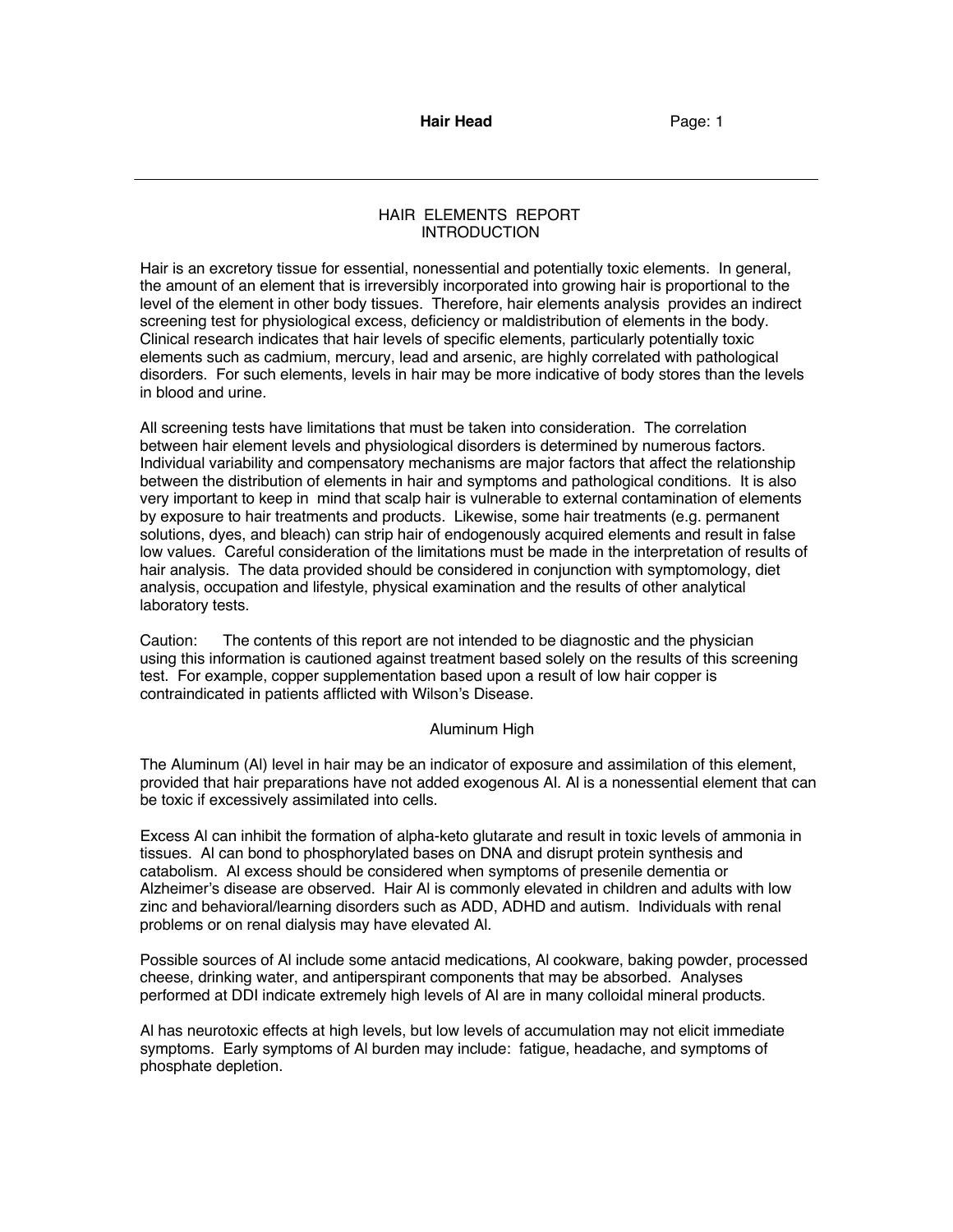## HAIR ELEMENTS REPORT
## INTRODUCTION

Hair is an excretory tissue for essential, nonessential and potentially toxic elements. In general, the amount of an element that is irreversibly incorporated into growing hair is proportional to the level of the element in other body tissues. Therefore, hair elements analysis provides an indirect screening test for physiological excess, deficiency or maldistribution of elements in the body. Clinical research indicates that hair levels of specific elements, particularly potentially toxic elements such as cadmium, mercury, lead and arsenic, are highly correlated with pathological disorders. For such elements, levels in hair may be more indicative of body stores than the levels in blood and urine.

All screening tests have limitations that must be taken into consideration. The correlation between hair element levels and physiological disorders is determined by numerous factors. Individual variability and compensatory mechanisms are major factors that affect the relationship between the distribution of elements in hair and symptoms and pathological conditions. It is also very important to keep in mind that scalp hair is vulnerable to external contamination of elements by exposure to hair treatments and products. Likewise, some hair treatments (e.g. permanent solutions, dyes, and bleach) can strip hair of endogenously acquired elements and result in false low values. Careful consideration of the limitations must be made in the interpretation of results of hair analysis. The data provided should be considered in conjunction with symptomology, diet analysis, occupation and lifestyle, physical examination and the results of other analytical laboratory tests.

Caution: The contents of this report are not intended to be diagnostic and the physician using this information is cautioned against treatment based solely on the results of this screening test. For example, copper supplementation based upon a result of low hair copper is contraindicated in patients afflicted with Wilson's Disease.

### Aluminum High

The Aluminum (Al) level in hair may be an indicator of exposure and assimilation of this element, provided that hair preparations have not added exogenous Al. Al is a nonessential element that can be toxic if excessively assimilated into cells.

Excess Al can inhibit the formation of alpha-keto glutarate and result in toxic levels of ammonia in tissues. Al can bond to phosphorylated bases on DNA and disrupt protein synthesis and catabolism. Al excess should be considered when symptoms of presenile dementia or Alzheimer's disease are observed. Hair Al is commonly elevated in children and adults with low zinc and behavioral/learning disorders such as ADD, ADHD and autism. Individuals with renal problems or on renal dialysis may have elevated Al.

Possible sources of Al include some antacid medications, Al cookware, baking powder, processed cheese, drinking water, and antiperspirant components that may be absorbed. Analyses performed at DDI indicate extremely high levels of Al are in many colloidal mineral products.

Al has neurotoxic effects at high levels, but low levels of accumulation may not elicit immediate symptoms. Early symptoms of Al burden may include: fatigue, headache, and symptoms of phosphate depletion.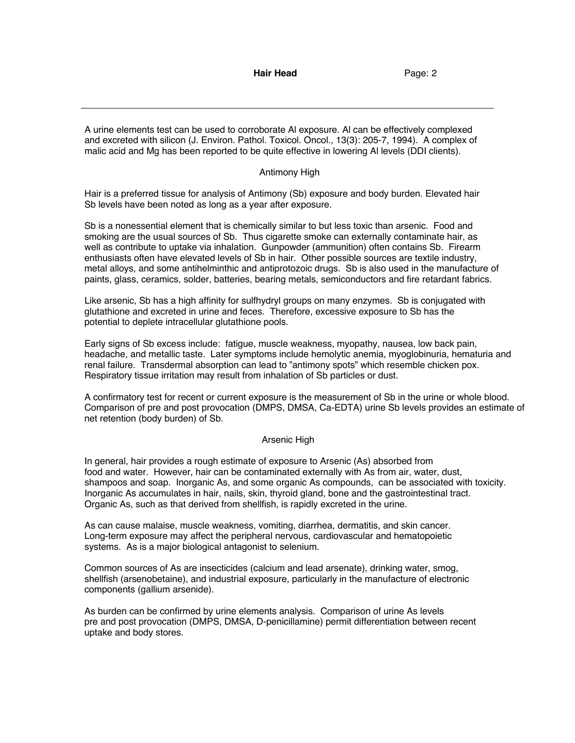A urine elements test can be used to corroborate Al exposure. Al can be effectively complexed and excreted with silicon (J. Environ. Pathol. Toxicol. Oncol., 13(3): 205-7, 1994). A complex of malic acid and Mg has been reported to be quite effective in lowering Al levels (DDI clients).

## Antimony High

Hair is a preferred tissue for analysis of Antimony (Sb) exposure and body burden. Elevated hair Sb levels have been noted as long as a year after exposure.

Sb is a nonessential element that is chemically similar to but less toxic than arsenic. Food and smoking are the usual sources of Sb. Thus cigarette smoke can externally contaminate hair, as well as contribute to uptake via inhalation. Gunpowder (ammunition) often contains Sb. Firearm enthusiasts often have elevated levels of Sb in hair. Other possible sources are textile industry, metal alloys, and some antihelminthic and antiprotozoic drugs. Sb is also used in the manufacture of paints, glass, ceramics, solder, batteries, bearing metals, semiconductors and fire retardant fabrics.

Like arsenic, Sb has a high affinity for sulfhydryl groups on many enzymes. Sb is conjugated with glutathione and excreted in urine and feces. Therefore, excessive exposure to Sb has the potential to deplete intracellular glutathione pools.

Early signs of Sb excess include: fatigue, muscle weakness, myopathy, nausea, low back pain, headache, and metallic taste. Later symptoms include hemolytic anemia, myoglobinuria, hematuria and renal failure. Transdermal absorption can lead to "antimony spots" which resemble chicken pox. Respiratory tissue irritation may result from inhalation of Sb particles or dust.

A confirmatory test for recent or current exposure is the measurement of Sb in the urine or whole blood. Comparison of pre and post provocation (DMPS, DMSA, Ca-EDTA) urine Sb levels provides an estimate of net retention (body burden) of Sb.

## Arsenic High

In general, hair provides a rough estimate of exposure to Arsenic (As) absorbed from food and water. However, hair can be contaminated externally with As from air, water, dust, shampoos and soap. Inorganic As, and some organic As compounds, can be associated with toxicity. Inorganic As accumulates in hair, nails, skin, thyroid gland, bone and the gastrointestinal tract. Organic As, such as that derived from shellfish, is rapidly excreted in the urine.

As can cause malaise, muscle weakness, vomiting, diarrhea, dermatitis, and skin cancer. Long-term exposure may affect the peripheral nervous, cardiovascular and hematopoietic systems. As is a major biological antagonist to selenium.

Common sources of As are insecticides (calcium and lead arsenate), drinking water, smog, shellfish (arsenobetaine), and industrial exposure, particularly in the manufacture of electronic components (gallium arsenide).

As burden can be confirmed by urine elements analysis. Comparison of urine As levels pre and post provocation (DMPS, DMSA, D-penicillamine) permit differentiation between recent uptake and body stores.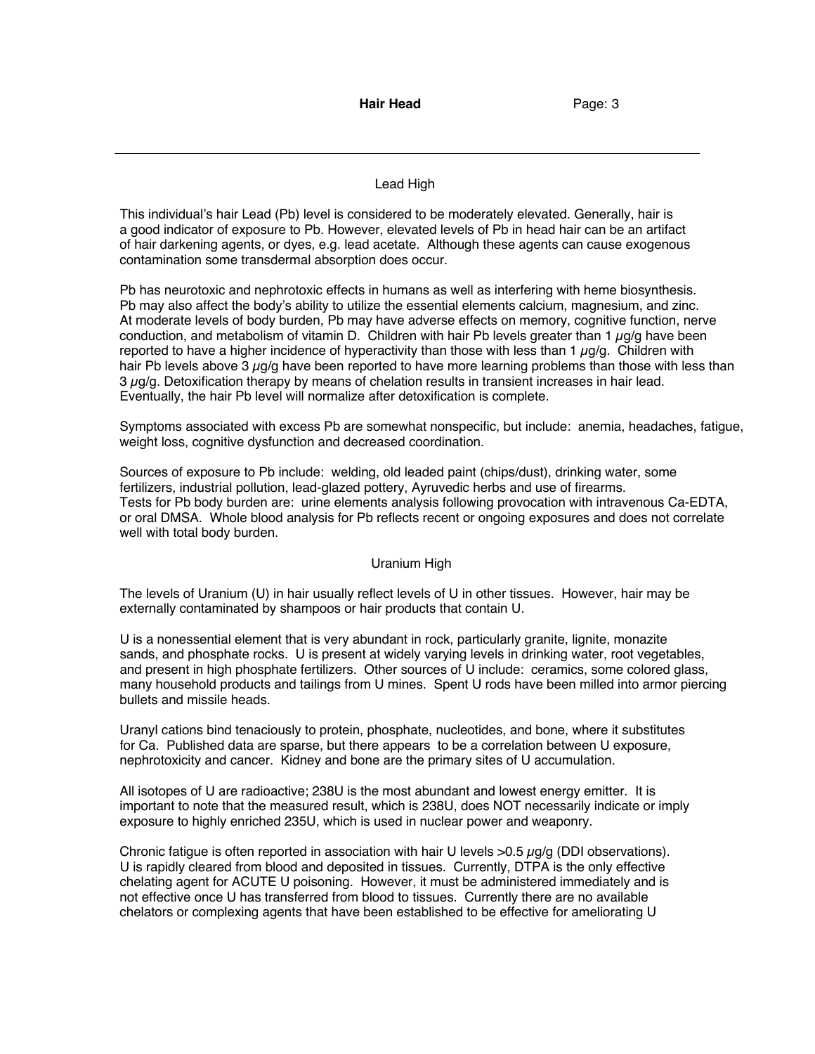## Lead High

This individual's hair Lead (Pb) level is considered to be moderately elevated. Generally, hair is a good indicator of exposure to Pb. However, elevated levels of Pb in head hair can be an artifact of hair darkening agents, or dyes, e.g. lead acetate. Although these agents can cause exogenous contamination some transdermal absorption does occur.

Pb has neurotoxic and nephrotoxic effects in humans as well as interfering with heme biosynthesis. Pb may also affect the body's ability to utilize the essential elements calcium, magnesium, and zinc. At moderate levels of body burden, Pb may have adverse effects on memory, cognitive function, nerve conduction, and metabolism of vitamin D. Children with hair Pb levels greater than 1 $\mu$g/g have been reported to have a higher incidence of hyperactivity than those with less than 1 $\mu$g/g. Children with hair Pb levels above 3 $\mu$g/g have been reported to have more learning problems than those with less than 3 $\mu$g/g. Detoxification therapy by means of chelation results in transient increases in hair lead. Eventually, the hair Pb level will normalize after detoxification is complete.

Symptoms associated with excess Pb are somewhat nonspecific, but include: anemia, headaches, fatigue, weight loss, cognitive dysfunction and decreased coordination.

Sources of exposure to Pb include: welding, old leaded paint (chips/dust), drinking water, some fertilizers, industrial pollution, lead-glazed pottery, Ayruvedic herbs and use of firearms. Tests for Pb body burden are: urine elements analysis following provocation with intravenous Ca-EDTA, or oral DMSA. Whole blood analysis for Pb reflects recent or ongoing exposures and does not correlate well with total body burden.

## Uranium High

The levels of Uranium (U) in hair usually reflect levels of U in other tissues. However, hair may be externally contaminated by shampoos or hair products that contain U.

U is a nonessential element that is very abundant in rock, particularly granite, lignite, monazite sands, and phosphate rocks. U is present at widely varying levels in drinking water, root vegetables, and present in high phosphate fertilizers. Other sources of U include: ceramics, some colored glass, many household products and tailings from U mines. Spent U rods have been milled into armor piercing bullets and missile heads.

Uranyl cations bind tenaciously to protein, phosphate, nucleotides, and bone, where it substitutes for Ca. Published data are sparse, but there appears to be a correlation between U exposure, nephrotoxicity and cancer. Kidney and bone are the primary sites of U accumulation.

All isotopes of U are radioactive; 238U is the most abundant and lowest energy emitter. It is important to note that the measured result, which is 238U, does NOT necessarily indicate or imply exposure to highly enriched 235U, which is used in nuclear power and weaponry.

Chronic fatigue is often reported in association with hair U levels >0.5 $\mu$g/g (DDI observations). U is rapidly cleared from blood and deposited in tissues. Currently, DTPA is the only effective chelating agent for ACUTE U poisoning. However, it must be administered immediately and is not effective once U has transferred from blood to tissues. Currently there are no available chelators or complexing agents that have been established to be effective for ameliorating U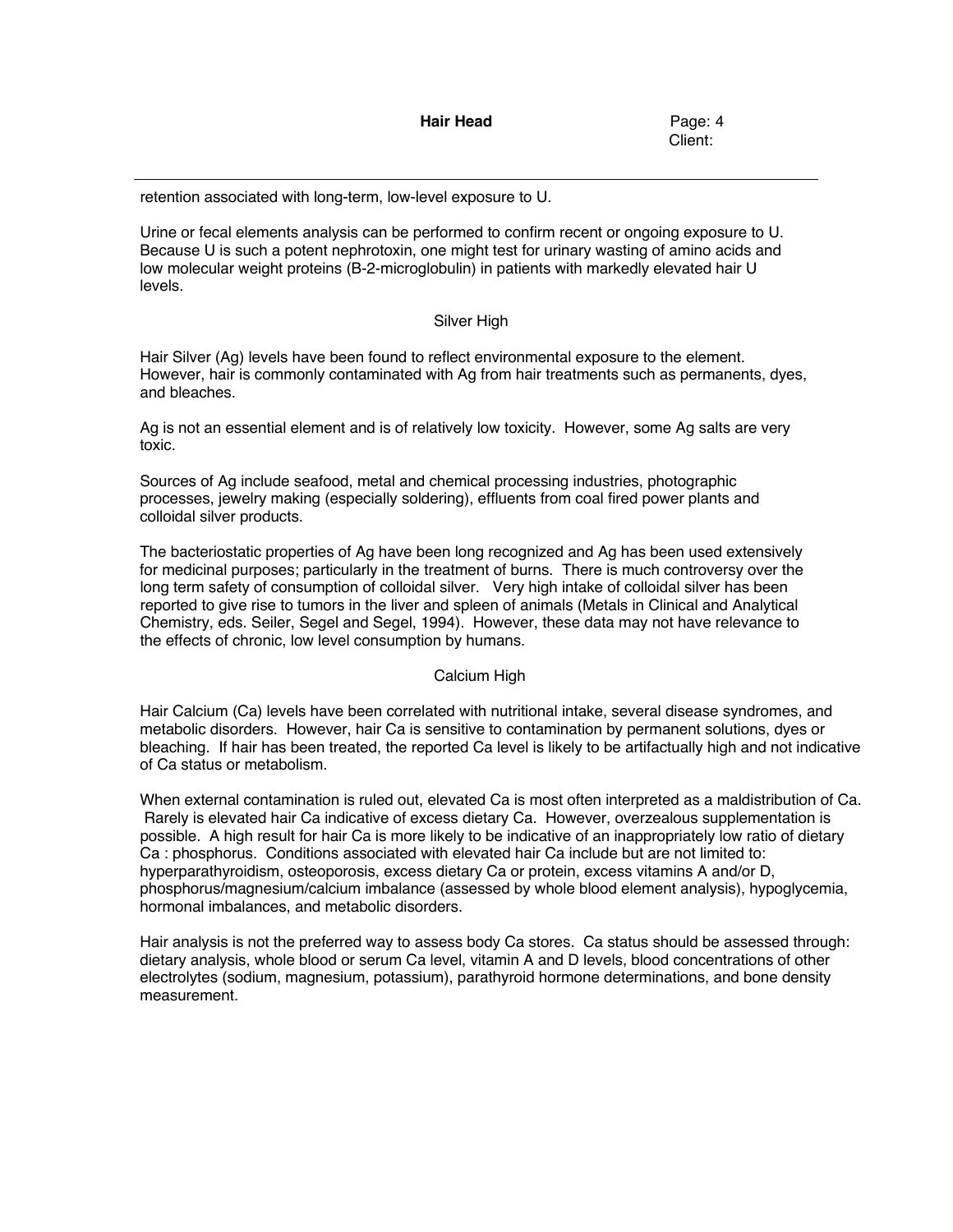retention associated with long-term, low-level exposure to U.

Urine or fecal elements analysis can be performed to confirm recent or ongoing exposure to U. Because U is such a potent nephrotoxin, one might test for urinary wasting of amino acids and low molecular weight proteins (B-2-microglobulin) in patients with markedly elevated hair U levels.

### Silver High

Hair Silver (Ag) levels have been found to reflect environmental exposure to the element. However, hair is commonly contaminated with Ag from hair treatments such as permanents, dyes, and bleaches.

Ag is not an essential element and is of relatively low toxicity. However, some Ag salts are very toxic.

Sources of Ag include seafood, metal and chemical processing industries, photographic processes, jewelry making (especially soldering), effluents from coal fired power plants and colloidal silver products.

The bacteriostatic properties of Ag have been long recognized and Ag has been used extensively for medicinal purposes; particularly in the treatment of burns. There is much controversy over the long term safety of consumption of colloidal silver. Very high intake of colloidal silver has been reported to give rise to tumors in the liver and spleen of animals (Metals in Clinical and Analytical Chemistry, eds. Seiler, Segel and Segel, 1994). However, these data may not have relevance to the effects of chronic, low level consumption by humans.

### Calcium High

Hair Calcium (Ca) levels have been correlated with nutritional intake, several disease syndromes, and metabolic disorders. However, hair Ca is sensitive to contamination by permanent solutions, dyes or bleaching. If hair has been treated, the reported Ca level is likely to be artifactually high and not indicative of Ca status or metabolism.

When external contamination is ruled out, elevated Ca is most often interpreted as a maldistribution of Ca. Rarely is elevated hair Ca indicative of excess dietary Ca. However, overzealous supplementation is possible. A high result for hair Ca is more likely to be indicative of an inappropriately low ratio of dietary Ca : phosphorus. Conditions associated with elevated hair Ca include but are not limited to: hyperparathyroidism, osteoporosis, excess dietary Ca or protein, excess vitamins A and/or D, phosphorus/magnesium/calcium imbalance (assessed by whole blood element analysis), hypoglycemia, hormonal imbalances, and metabolic disorders.

Hair analysis is not the preferred way to assess body Ca stores. Ca status should be assessed through: dietary analysis, whole blood or serum Ca level, vitamin A and D levels, blood concentrations of other electrolytes (sodium, magnesium, potassium), parathyroid hormone determinations, and bone density measurement.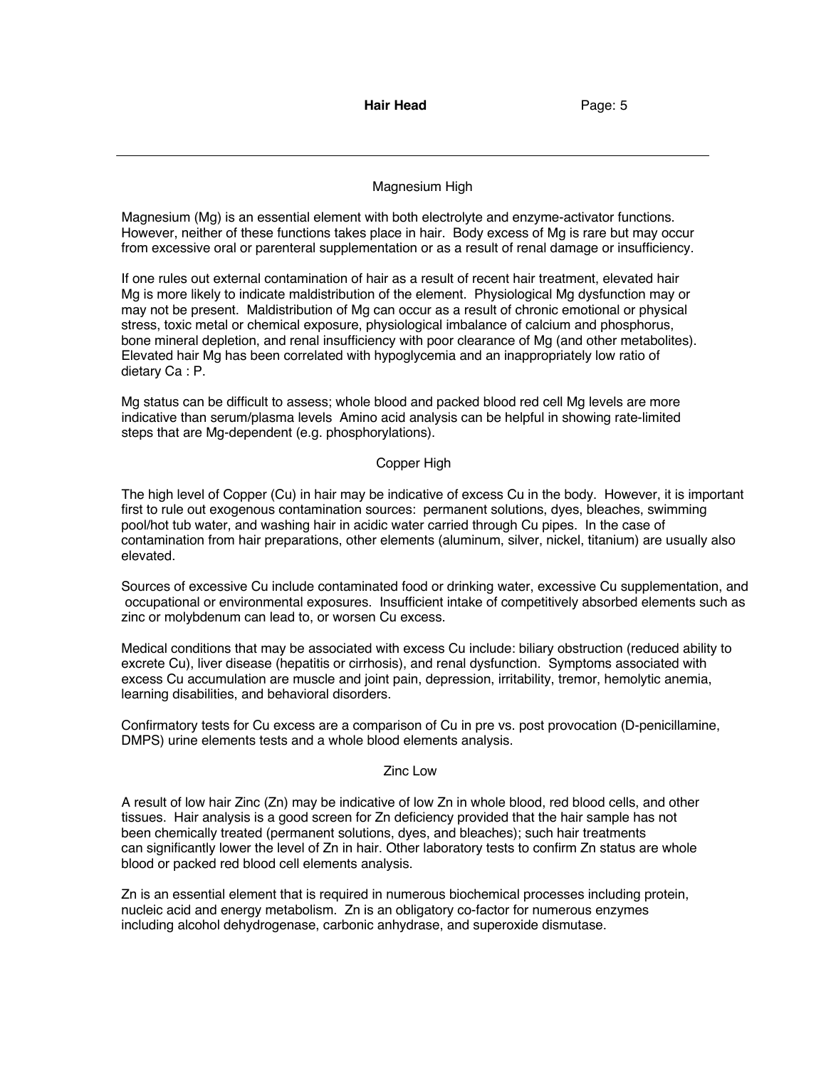## Magnesium High

Magnesium (Mg) is an essential element with both electrolyte and enzyme-activator functions. However, neither of these functions takes place in hair. Body excess of Mg is rare but may occur from excessive oral or parenteral supplementation or as a result of renal damage or insufficiency.

If one rules out external contamination of hair as a result of recent hair treatment, elevated hair Mg is more likely to indicate maldistribution of the element. Physiological Mg dysfunction may or may not be present. Maldistribution of Mg can occur as a result of chronic emotional or physical stress, toxic metal or chemical exposure, physiological imbalance of calcium and phosphorus, bone mineral depletion, and renal insufficiency with poor clearance of Mg (and other metabolites). Elevated hair Mg has been correlated with hypoglycemia and an inappropriately low ratio of dietary Ca : P.

Mg status can be difficult to assess; whole blood and packed blood red cell Mg levels are more indicative than serum/plasma levels Amino acid analysis can be helpful in showing rate-limited steps that are Mg-dependent (e.g. phosphorylations).

## Copper High

The high level of Copper (Cu) in hair may be indicative of excess Cu in the body. However, it is important first to rule out exogenous contamination sources: permanent solutions, dyes, bleaches, swimming pool/hot tub water, and washing hair in acidic water carried through Cu pipes. In the case of contamination from hair preparations, other elements (aluminum, silver, nickel, titanium) are usually also elevated.

Sources of excessive Cu include contaminated food or drinking water, excessive Cu supplementation, and occupational or environmental exposures. Insufficient intake of competitively absorbed elements such as zinc or molybdenum can lead to, or worsen Cu excess.

Medical conditions that may be associated with excess Cu include: biliary obstruction (reduced ability to excrete Cu), liver disease (hepatitis or cirrhosis), and renal dysfunction. Symptoms associated with excess Cu accumulation are muscle and joint pain, depression, irritability, tremor, hemolytic anemia, learning disabilities, and behavioral disorders.

Confirmatory tests for Cu excess are a comparison of Cu in pre vs. post provocation (D-penicillamine, DMPS) urine elements tests and a whole blood elements analysis.

## Zinc Low

A result of low hair Zinc (Zn) may be indicative of low Zn in whole blood, red blood cells, and other tissues. Hair analysis is a good screen for Zn deficiency provided that the hair sample has not been chemically treated (permanent solutions, dyes, and bleaches); such hair treatments can significantly lower the level of Zn in hair. Other laboratory tests to confirm Zn status are whole blood or packed red blood cell elements analysis.

Zn is an essential element that is required in numerous biochemical processes including protein, nucleic acid and energy metabolism. Zn is an obligatory co-factor for numerous enzymes including alcohol dehydrogenase, carbonic anhydrase, and superoxide dismutase.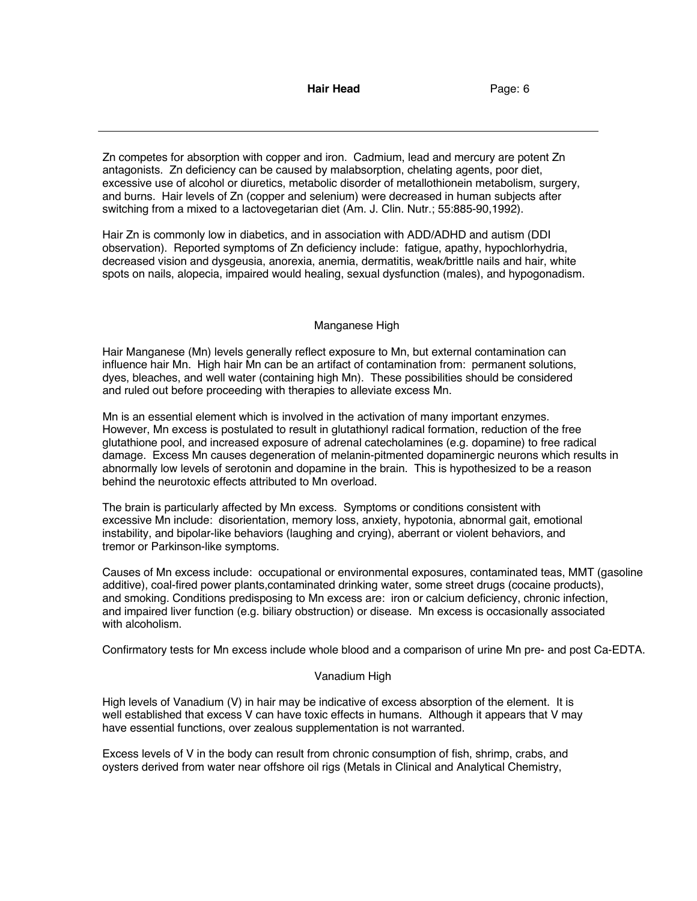Zn competes for absorption with copper and iron. Cadmium, lead and mercury are potent Zn antagonists. Zn deficiency can be caused by malabsorption, chelating agents, poor diet, excessive use of alcohol or diuretics, metabolic disorder of metallothionein metabolism, surgery, and burns. Hair levels of Zn (copper and selenium) were decreased in human subjects after switching from a mixed to a lactovegetarian diet (Am. J. Clin. Nutr.; 55:885-90,1992).

Hair Zn is commonly low in diabetics, and in association with ADD/ADHD and autism (DDI observation). Reported symptoms of Zn deficiency include: fatigue, apathy, hypochlorhydria, decreased vision and dysgeusia, anorexia, anemia, dermatitis, weak/brittle nails and hair, white spots on nails, alopecia, impaired would healing, sexual dysfunction (males), and hypogonadism.

## Manganese High

Hair Manganese (Mn) levels generally reflect exposure to Mn, but external contamination can influence hair Mn. High hair Mn can be an artifact of contamination from: permanent solutions, dyes, bleaches, and well water (containing high Mn). These possibilities should be considered and ruled out before proceeding with therapies to alleviate excess Mn.

Mn is an essential element which is involved in the activation of many important enzymes. However, Mn excess is postulated to result in glutathionyl radical formation, reduction of the free glutathione pool, and increased exposure of adrenal catecholamines (e.g. dopamine) to free radical damage. Excess Mn causes degeneration of melanin-pitmented dopaminergic neurons which results in abnormally low levels of serotonin and dopamine in the brain. This is hypothesized to be a reason behind the neurotoxic effects attributed to Mn overload.

The brain is particularly affected by Mn excess. Symptoms or conditions consistent with excessive Mn include: disorientation, memory loss, anxiety, hypotonia, abnormal gait, emotional instability, and bipolar-like behaviors (laughing and crying), aberrant or violent behaviors, and tremor or Parkinson-like symptoms.

Causes of Mn excess include: occupational or environmental exposures, contaminated teas, MMT (gasoline additive), coal-fired power plants,contaminated drinking water, some street drugs (cocaine products), and smoking. Conditions predisposing to Mn excess are: iron or calcium deficiency, chronic infection, and impaired liver function (e.g. biliary obstruction) or disease. Mn excess is occasionally associated with alcoholism.

Confirmatory tests for Mn excess include whole blood and a comparison of urine Mn pre- and post Ca-EDTA.

## Vanadium High

High levels of Vanadium (V) in hair may be indicative of excess absorption of the element. It is well established that excess V can have toxic effects in humans. Although it appears that V may have essential functions, over zealous supplementation is not warranted.

Excess levels of V in the body can result from chronic consumption of fish, shrimp, crabs, and oysters derived from water near offshore oil rigs (Metals in Clinical and Analytical Chemistry,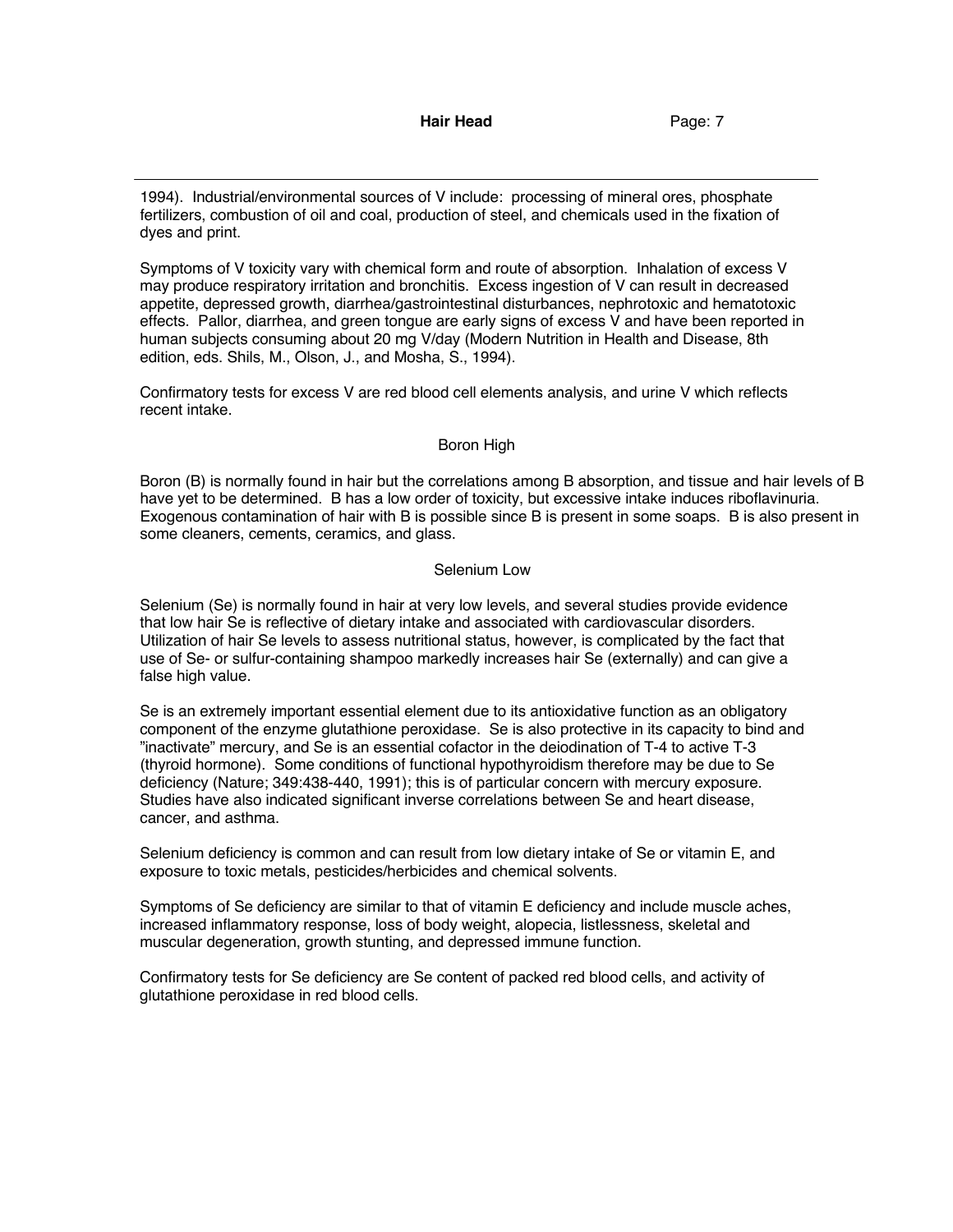1994). Industrial/environmental sources of V include: processing of mineral ores, phosphate fertilizers, combustion of oil and coal, production of steel, and chemicals used in the fixation of dyes and print.

Symptoms of V toxicity vary with chemical form and route of absorption. Inhalation of excess V may produce respiratory irritation and bronchitis. Excess ingestion of V can result in decreased appetite, depressed growth, diarrhea/gastrointestinal disturbances, nephrotoxic and hematotoxic effects. Pallor, diarrhea, and green tongue are early signs of excess V and have been reported in human subjects consuming about 20 mg V/day (Modern Nutrition in Health and Disease, 8th edition, eds. Shils, M., Olson, J., and Mosha, S., 1994).

Confirmatory tests for excess V are red blood cell elements analysis, and urine V which reflects recent intake.

## Boron High

Boron (B) is normally found in hair but the correlations among B absorption, and tissue and hair levels of B have yet to be determined. B has a low order of toxicity, but excessive intake induces riboflavinuria. Exogenous contamination of hair with B is possible since B is present in some soaps. B is also present in some cleaners, cements, ceramics, and glass.

## Selenium Low

Selenium (Se) is normally found in hair at very low levels, and several studies provide evidence that low hair Se is reflective of dietary intake and associated with cardiovascular disorders. Utilization of hair Se levels to assess nutritional status, however, is complicated by the fact that use of Se- or sulfur-containing shampoo markedly increases hair Se (externally) and can give a false high value.

Se is an extremely important essential element due to its antioxidative function as an obligatory component of the enzyme glutathione peroxidase. Se is also protective in its capacity to bind and "inactivate" mercury, and Se is an essential cofactor in the deiodination of T-4 to active T-3 (thyroid hormone). Some conditions of functional hypothyroidism therefore may be due to Se deficiency (Nature; 349:438-440, 1991); this is of particular concern with mercury exposure. Studies have also indicated significant inverse correlations between Se and heart disease, cancer, and asthma.

Selenium deficiency is common and can result from low dietary intake of Se or vitamin E, and exposure to toxic metals, pesticides/herbicides and chemical solvents.

Symptoms of Se deficiency are similar to that of vitamin E deficiency and include muscle aches, increased inflammatory response, loss of body weight, alopecia, listlessness, skeletal and muscular degeneration, growth stunting, and depressed immune function.

Confirmatory tests for Se deficiency are Se content of packed red blood cells, and activity of glutathione peroxidase in red blood cells.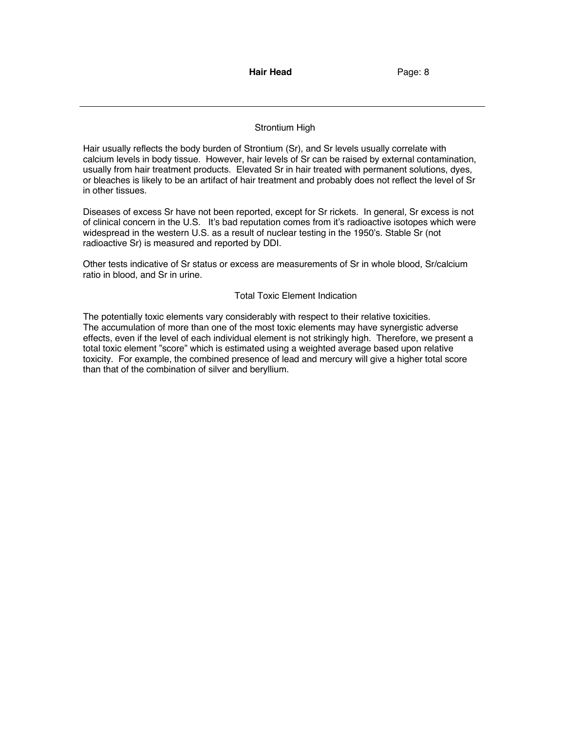## Strontium High

Hair usually reflects the body burden of Strontium (Sr), and Sr levels usually correlate with calcium levels in body tissue. However, hair levels of Sr can be raised by external contamination, usually from hair treatment products. Elevated Sr in hair treated with permanent solutions, dyes, or bleaches is likely to be an artifact of hair treatment and probably does not reflect the level of Sr in other tissues.

Diseases of excess Sr have not been reported, except for Sr rickets. In general, Sr excess is not of clinical concern in the U.S. It's bad reputation comes from it's radioactive isotopes which were widespread in the western U.S. as a result of nuclear testing in the 1950's. Stable Sr (not radioactive Sr) is measured and reported by DDI.

Other tests indicative of Sr status or excess are measurements of Sr in whole blood, Sr/calcium ratio in blood, and Sr in urine.

## Total Toxic Element Indication

The potentially toxic elements vary considerably with respect to their relative toxicities. The accumulation of more than one of the most toxic elements may have synergistic adverse effects, even if the level of each individual element is not strikingly high. Therefore, we present a total toxic element "score" which is estimated using a weighted average based upon relative toxicity. For example, the combined presence of lead and mercury will give a higher total score than that of the combination of silver and beryllium.